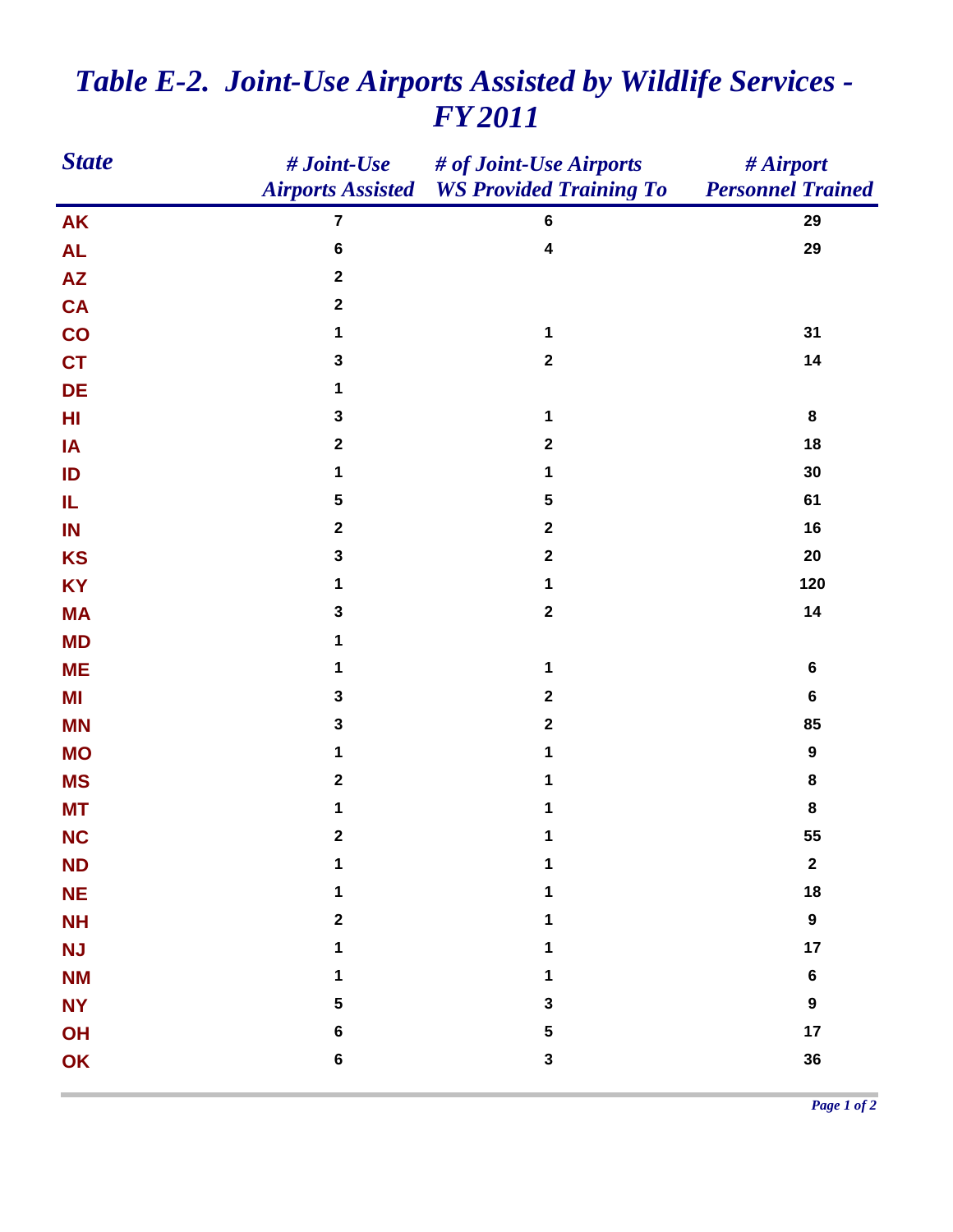# *Table E-2. Joint-Use Airports Assisted by Wildlife Services - FY 2011*

| State | # Joint-Use Airports Assisted | # of Joint-Use Airports WS Provided Training To | # Airport Personnel Trained |
|---|---|---|---|
| AK | 7 | 6 | 29 |
| AL | 6 | 4 | 29 |
| AZ | 2 | | |
| CA | 2 | | |
| CO | 1 | 1 | 31 |
| CT | 3 | 2 | 14 |
| DE | 1 | | |
| HI | 3 | 1 | 8 |
| IA | 2 | 2 | 18 |
| ID | 1 | 1 | 30 |
| IL | 5 | 5 | 61 |
| IN | 2 | 2 | 16 |
| KS | 3 | 2 | 20 |
| KY | 1 | 1 | 120 |
| MA | 3 | 2 | 14 |
| MD | 1 | | |
| ME | 1 | 1 | 6 |
| MI | 3 | 2 | 6 |
| MN | 3 | 2 | 85 |
| MO | 1 | 1 | 9 |
| MS | 2 | 1 | 8 |
| MT | 1 | 1 | 8 |
| NC | 2 | 1 | 55 |
| ND | 1 | 1 | 2 |
| NE | 1 | 1 | 18 |
| NH | 2 | 1 | 9 |
| NJ | 1 | 1 | 17 |
| NM | 1 | 1 | 6 |
| NY | 5 | 3 | 9 |
| OH | 6 | 5 | 17 |
| OK | 6 | 3 | 36 |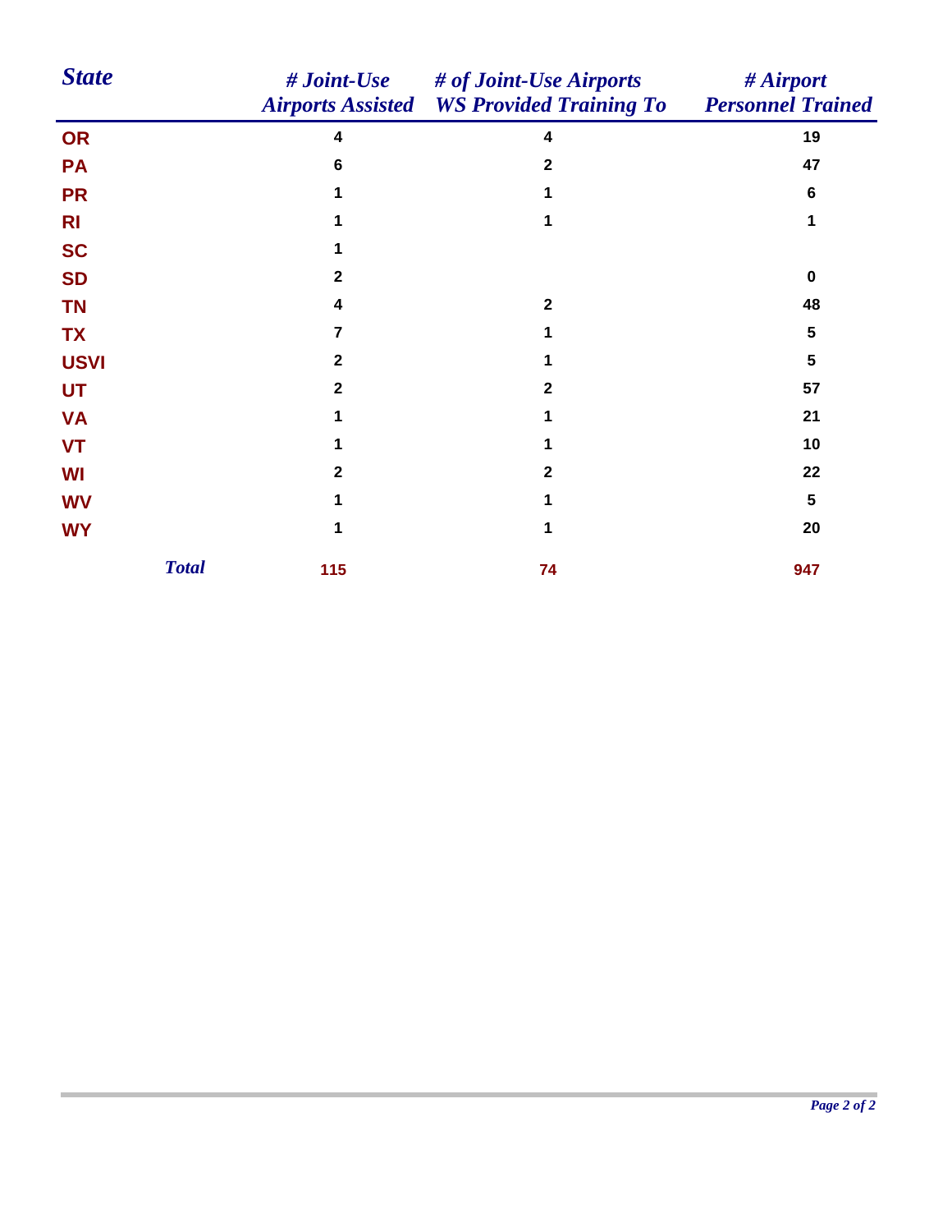| State | # Joint-Use Airports Assisted | # of Joint-Use Airports WS Provided Training To | # Airport Personnel Trained |
|---|---|---|---|
| OR | 4 | 4 | 19 |
| PA | 6 | 2 | 47 |
| PR | 1 | 1 | 6 |
| RI | 1 | 1 | 1 |
| SC | 1 | | |
| SD | 2 | | 0 |
| TN | 4 | 2 | 48 |
| TX | 7 | 1 | 5 |
| USVI | 2 | 1 | 5 |
| UT | 2 | 2 | 57 |
| VA | 1 | 1 | 21 |
| VT | 1 | 1 | 10 |
| WI | 2 | 2 | 22 |
| WV | 1 | 1 | 5 |
| WY | 1 | 1 | 20 |
| *Total* | 115 | 74 | 947 |